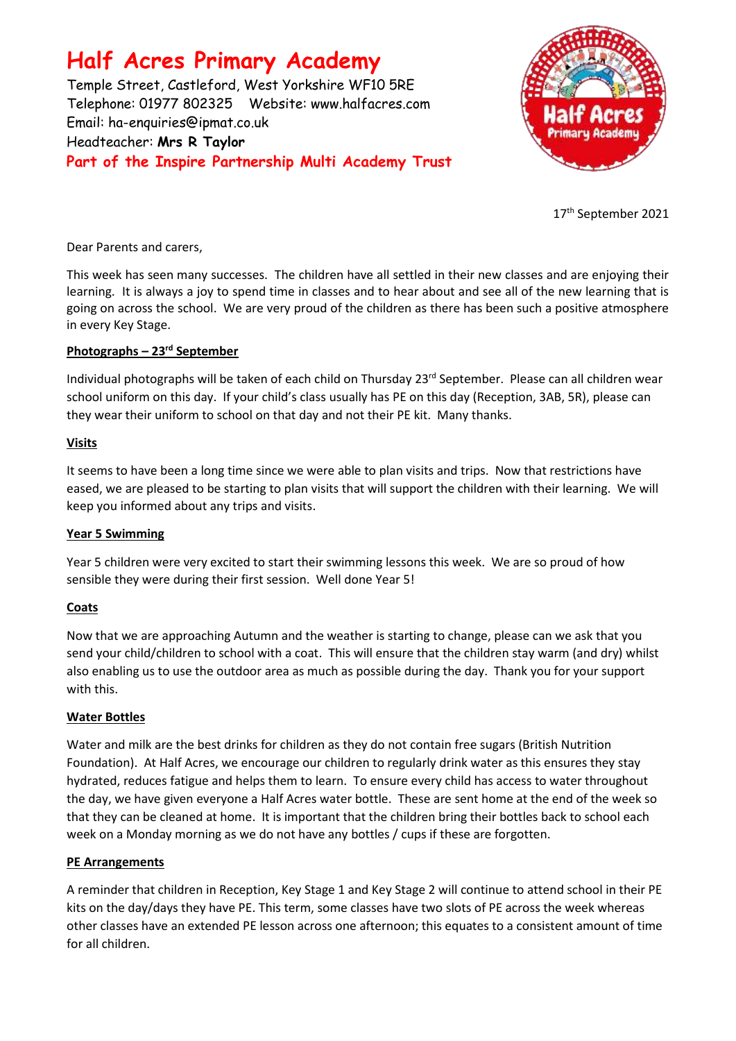# Half Acres Primary Academy

Temple Street, Castleford, West Yorkshire WF10 5RE
Telephone: 01977 802325 Website: www.halfacres.com
Email: ha-enquiries@ipmat.co.uk
Headteacher: **Mrs R Taylor**
**Part of the Inspire Partnership Multi Academy Trust**

17th September 2021

Dear Parents and carers,

This week has seen many successes. The children have all settled in their new classes and are enjoying their learning. It is always a joy to spend time in classes and to hear about and see all of the new learning that is going on across the school. We are very proud of the children as there has been such a positive atmosphere in every Key Stage.

**Photographs – 23rd September**

Individual photographs will be taken of each child on Thursday 23rd September. Please can all children wear school uniform on this day. If your child's class usually has PE on this day (Reception, 3AB, 5R), please can they wear their uniform to school on that day and not their PE kit. Many thanks.

**Visits**

It seems to have been a long time since we were able to plan visits and trips. Now that restrictions have eased, we are pleased to be starting to plan visits that will support the children with their learning. We will keep you informed about any trips and visits.

**Year 5 Swimming**

Year 5 children were very excited to start their swimming lessons this week. We are so proud of how sensible they were during their first session. Well done Year 5!

**Coats**

Now that we are approaching Autumn and the weather is starting to change, please can we ask that you send your child/children to school with a coat. This will ensure that the children stay warm (and dry) whilst also enabling us to use the outdoor area as much as possible during the day. Thank you for your support with this.

**Water Bottles**

Water and milk are the best drinks for children as they do not contain free sugars (British Nutrition Foundation). At Half Acres, we encourage our children to regularly drink water as this ensures they stay hydrated, reduces fatigue and helps them to learn. To ensure every child has access to water throughout the day, we have given everyone a Half Acres water bottle. These are sent home at the end of the week so that they can be cleaned at home. It is important that the children bring their bottles back to school each week on a Monday morning as we do not have any bottles / cups if these are forgotten.

**PE Arrangements**

A reminder that children in Reception, Key Stage 1 and Key Stage 2 will continue to attend school in their PE kits on the day/days they have PE. This term, some classes have two slots of PE across the week whereas other classes have an extended PE lesson across one afternoon; this equates to a consistent amount of time for all children.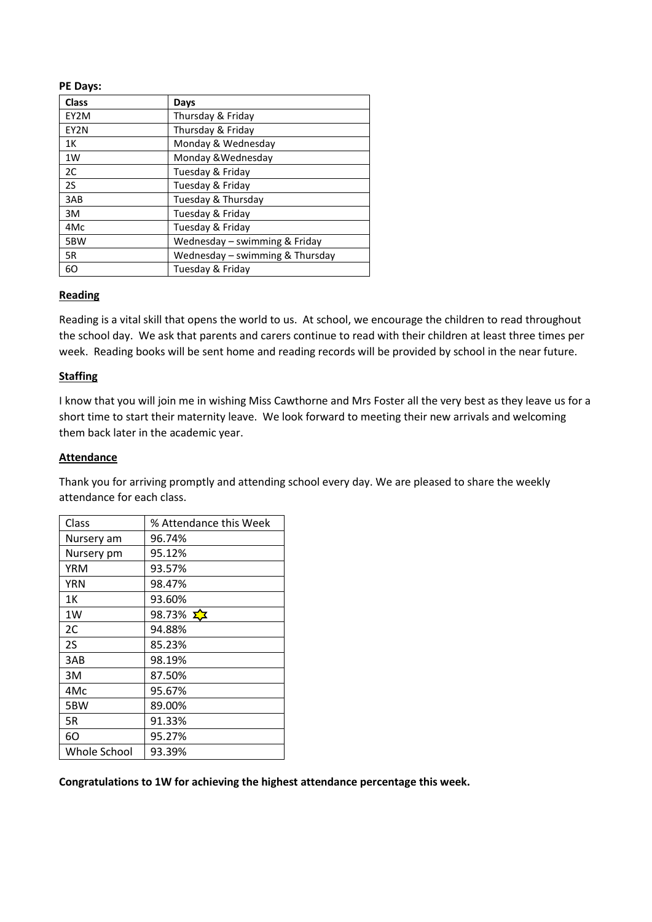**PE Days:**

| Class | Days |
|---|---|
| EY2M | Thursday & Friday |
| EY2N | Thursday & Friday |
| 1K | Monday & Wednesday |
| 1W | Monday &Wednesday |
| 2C | Tuesday & Friday |
| 2S | Tuesday & Friday |
| 3AB | Tuesday & Thursday |
| 3M | Tuesday & Friday |
| 4Mc | Tuesday & Friday |
| 5BW | Wednesday – swimming & Friday |
| 5R | Wednesday – swimming & Thursday |
| 6O | Tuesday & Friday |

## Reading

Reading is a vital skill that opens the world to us. At school, we encourage the children to read throughout the school day. We ask that parents and carers continue to read with their children at least three times per week. Reading books will be sent home and reading records will be provided by school in the near future.

## Staffing

I know that you will join me in wishing Miss Cawthorne and Mrs Foster all the very best as they leave us for a short time to start their maternity leave. We look forward to meeting their new arrivals and welcoming them back later in the academic year.

## Attendance

Thank you for arriving promptly and attending school every day. We are pleased to share the weekly attendance for each class.

| Class | % Attendance this Week |
|---|---|
| Nursery am | 96.74% |
| Nursery pm | 95.12% |
| YRM | 93.57% |
| YRN | 98.47% |
| 1K | 93.60% |
| 1W | 98.73% ☆ |
| 2C | 94.88% |
| 2S | 85.23% |
| 3AB | 98.19% |
| 3M | 87.50% |
| 4Mc | 95.67% |
| 5BW | 89.00% |
| 5R | 91.33% |
| 6O | 95.27% |
| Whole School | 93.39% |

**Congratulations to 1W for achieving the highest attendance percentage this week.**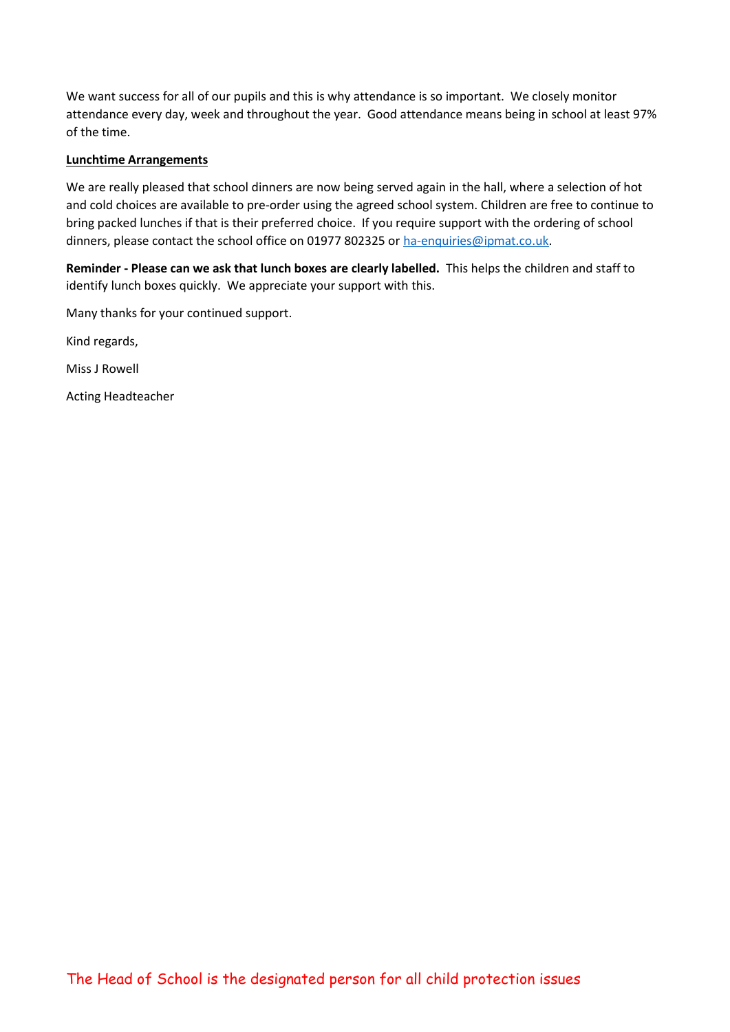We want success for all of our pupils and this is why attendance is so important. We closely monitor attendance every day, week and throughout the year. Good attendance means being in school at least 97% of the time.

**Lunchtime Arrangements**

We are really pleased that school dinners are now being served again in the hall, where a selection of hot and cold choices are available to pre-order using the agreed school system. Children are free to continue to bring packed lunches if that is their preferred choice. If you require support with the ordering of school dinners, please contact the school office on 01977 802325 or ha-enquiries@ipmat.co.uk.

**Reminder - Please can we ask that lunch boxes are clearly labelled.** This helps the children and staff to identify lunch boxes quickly. We appreciate your support with this.

Many thanks for your continued support.

Kind regards,

Miss J Rowell

Acting Headteacher

The Head of School is the designated person for all child protection issues